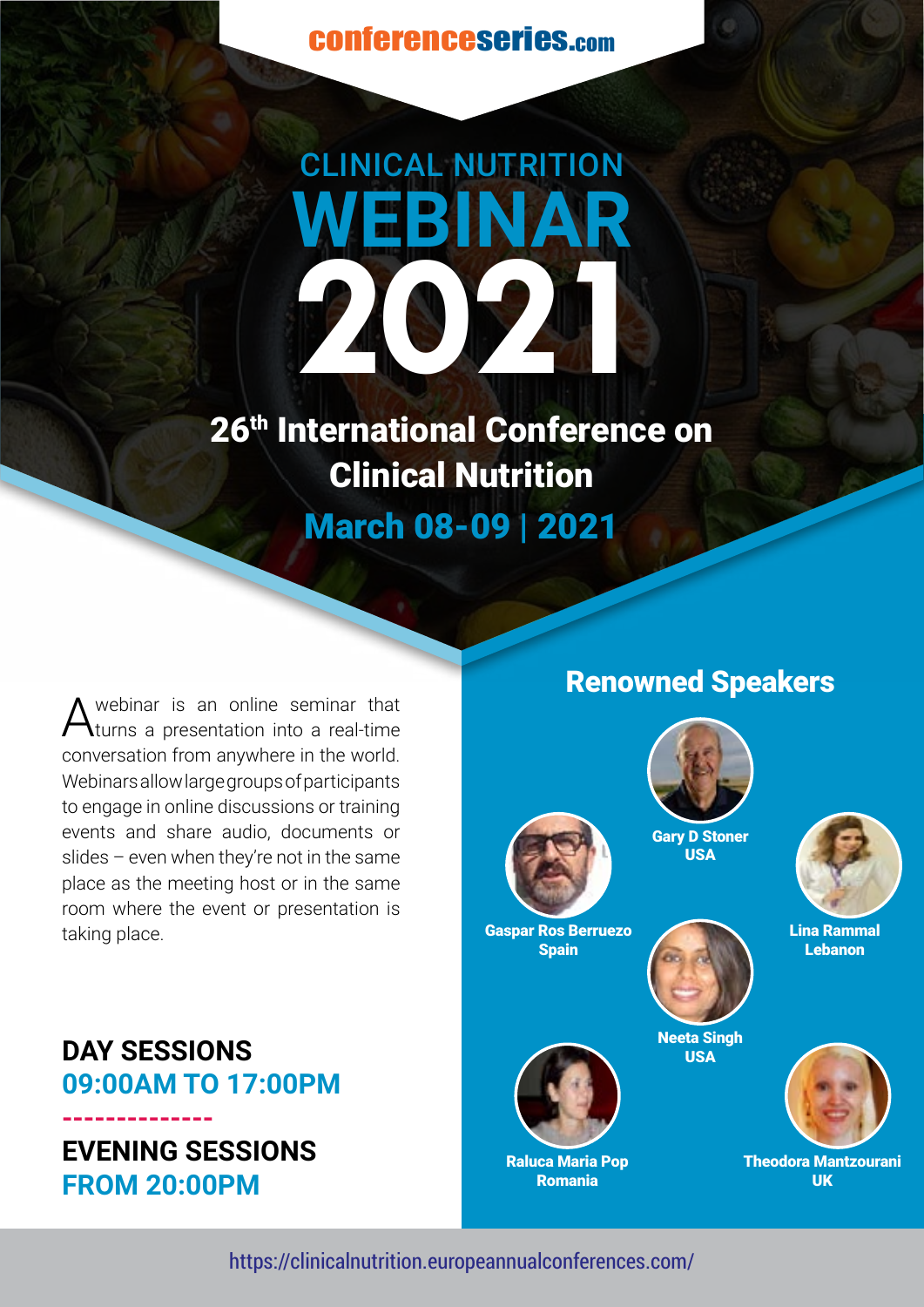conferenceseries.com

# CLINICAL NUTRITION WEBINAR 2021

## 26th International Conference on Clinical Nutrition

**March 08-09 | 2021**

A webinar is an online seminar that turns a presentation into a real-time conversation from anywhere in the world. Webinars allow large groups of participants to engage in online discussions or training events and share audio, documents or slides – even when they're not in the same place as the meeting host or in the same room where the event or presentation is taking place.

**DAY SESSIONS**
**09:00AM TO 17:00PM**

---

**EVENING SESSIONS**
**FROM 20:00PM**

## Renowned Speakers

- **Gary D Stoner** – USA
- **Gaspar Ros Berruezo** – Spain
- **Lina Rammal** – Lebanon
- **Neeta Singh** – USA
- **Raluca Maria Pop** – Romania
- **Theodora Mantzourani** – UK

https://clinicalnutrition.europeanannualconferences.com/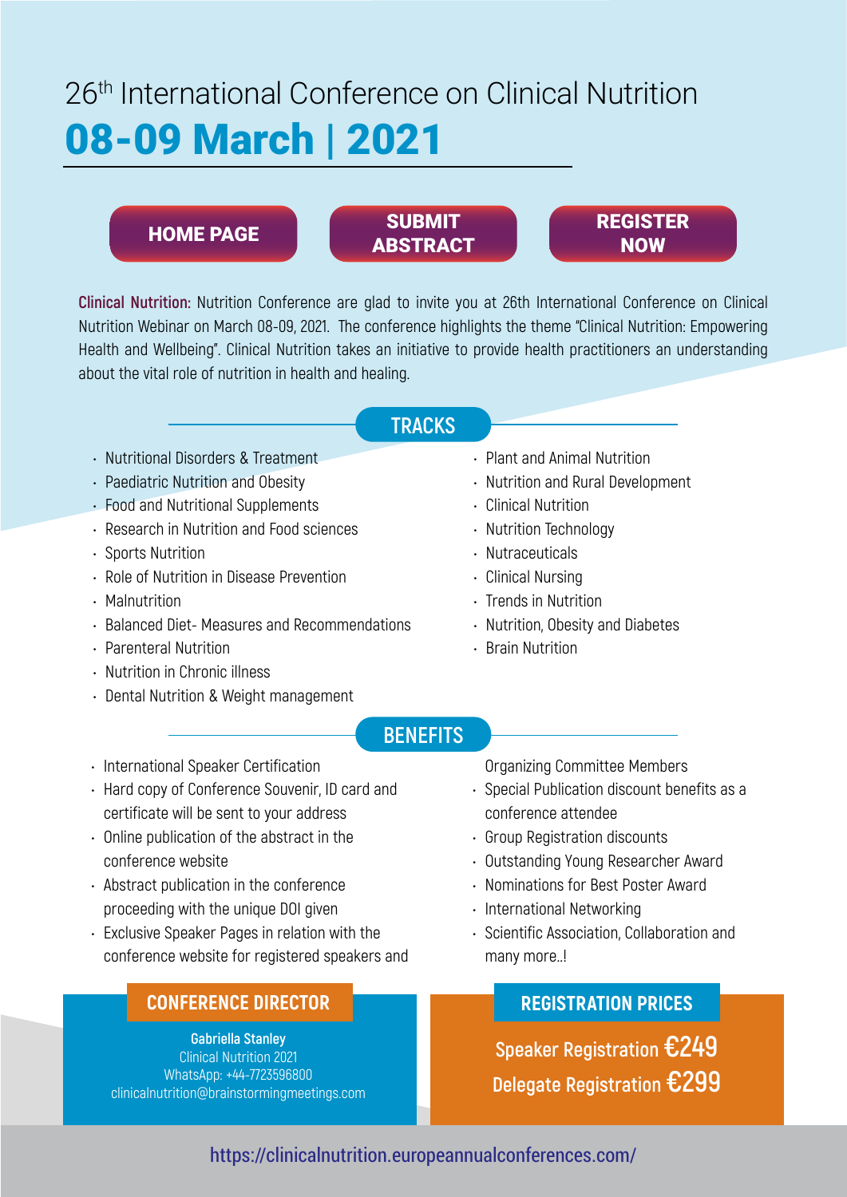# 26th International Conference on Clinical Nutrition

## 08-09 March | 2021

HOME PAGE | SUBMIT ABSTRACT | REGISTER NOW

**Clinical Nutrition:** Nutrition Conference are glad to invite you at 26th International Conference on Clinical Nutrition Webinar on March 08-09, 2021. The conference highlights the theme "Clinical Nutrition: Empowering Health and Wellbeing". Clinical Nutrition takes an initiative to provide health practitioners an understanding about the vital role of nutrition in health and healing.

## TRACKS

- Nutritional Disorders & Treatment
- Paediatric Nutrition and Obesity
- Food and Nutritional Supplements
- Research in Nutrition and Food sciences
- Sports Nutrition
- Role of Nutrition in Disease Prevention
- Malnutrition
- Balanced Diet- Measures and Recommendations
- Parenteral Nutrition
- Nutrition in Chronic illness
- Dental Nutrition & Weight management
- Plant and Animal Nutrition
- Nutrition and Rural Development
- Clinical Nutrition
- Nutrition Technology
- Nutraceuticals
- Clinical Nursing
- Trends in Nutrition
- Nutrition, Obesity and Diabetes
- Brain Nutrition

## BENEFITS

- International Speaker Certification
- Hard copy of Conference Souvenir, ID card and certificate will be sent to your address
- Online publication of the abstract in the conference website
- Abstract publication in the conference proceeding with the unique DOI given
- Exclusive Speaker Pages in relation with the conference website for registered speakers and Organizing Committee Members
- Special Publication discount benefits as a conference attendee
- Group Registration discounts
- Outstanding Young Researcher Award
- Nominations for Best Poster Award
- International Networking
- Scientific Association, Collaboration and many more..!

## CONFERENCE DIRECTOR

**Gabriella Stanley**
Clinical Nutrition 2021
WhatsApp: +44-7723596800
clinicalnutrition@brainstormingmeetings.com

## REGISTRATION PRICES

Speaker Registration **€249**
Delegate Registration **€299**

https://clinicalnutrition.europeanannualconferences.com/